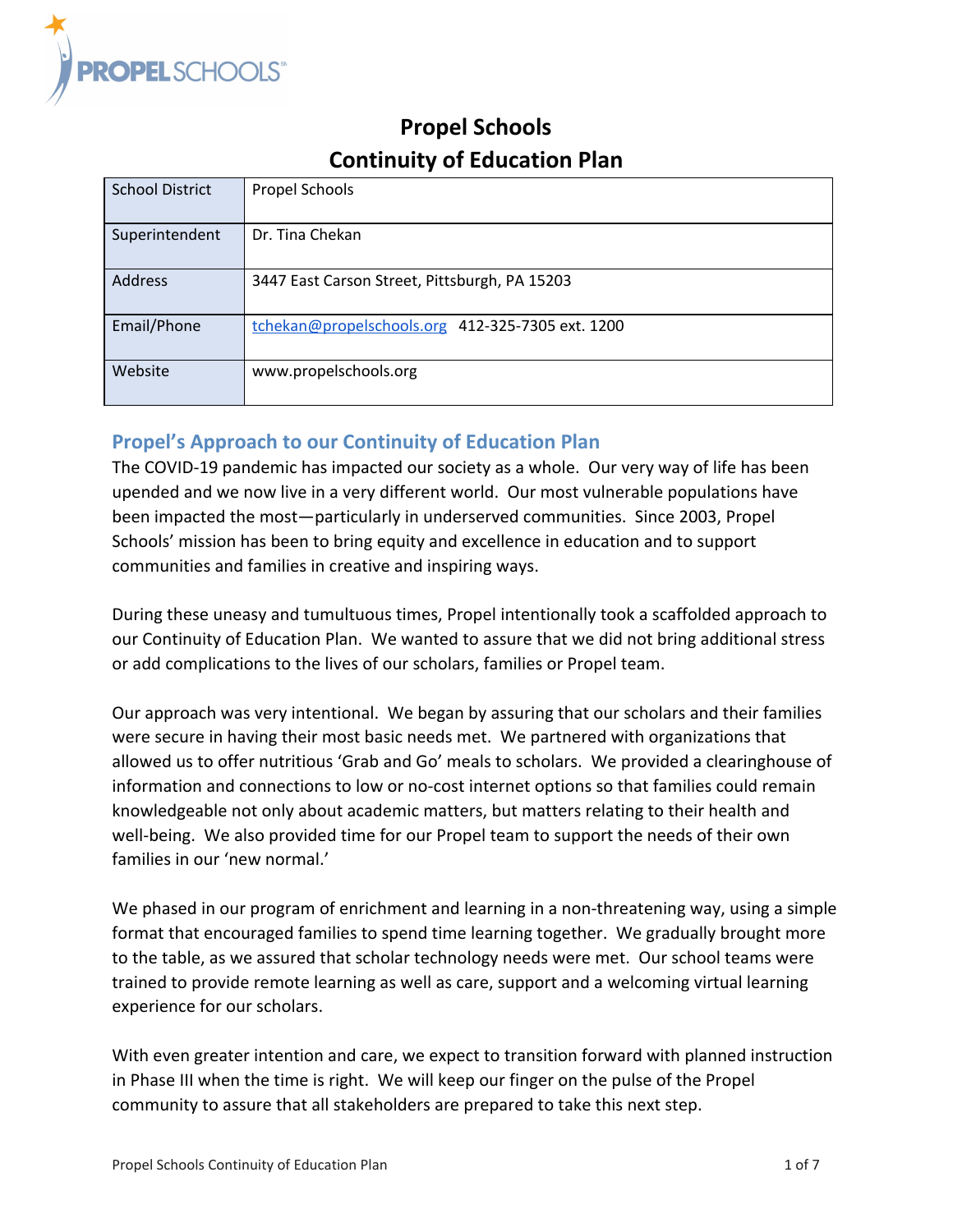# Propel Schools
# Continuity of Education Plan

| School District | Propel Schools |
|---|---|
| Superintendent | Dr. Tina Chekan |
| Address | 3447 East Carson Street, Pittsburgh, PA 15203 |
| Email/Phone | tchekan@propelschools.org 412-325-7305 ext. 1200 |
| Website | www.propelschools.org |

## Propel's Approach to our Continuity of Education Plan

The COVID-19 pandemic has impacted our society as a whole. Our very way of life has been upended and we now live in a very different world. Our most vulnerable populations have been impacted the most—particularly in underserved communities. Since 2003, Propel Schools' mission has been to bring equity and excellence in education and to support communities and families in creative and inspiring ways.

During these uneasy and tumultuous times, Propel intentionally took a scaffolded approach to our Continuity of Education Plan. We wanted to assure that we did not bring additional stress or add complications to the lives of our scholars, families or Propel team.

Our approach was very intentional. We began by assuring that our scholars and their families were secure in having their most basic needs met. We partnered with organizations that allowed us to offer nutritious 'Grab and Go' meals to scholars. We provided a clearinghouse of information and connections to low or no-cost internet options so that families could remain knowledgeable not only about academic matters, but matters relating to their health and well-being. We also provided time for our Propel team to support the needs of their own families in our 'new normal.'

We phased in our program of enrichment and learning in a non-threatening way, using a simple format that encouraged families to spend time learning together. We gradually brought more to the table, as we assured that scholar technology needs were met. Our school teams were trained to provide remote learning as well as care, support and a welcoming virtual learning experience for our scholars.

With even greater intention and care, we expect to transition forward with planned instruction in Phase III when the time is right. We will keep our finger on the pulse of the Propel community to assure that all stakeholders are prepared to take this next step.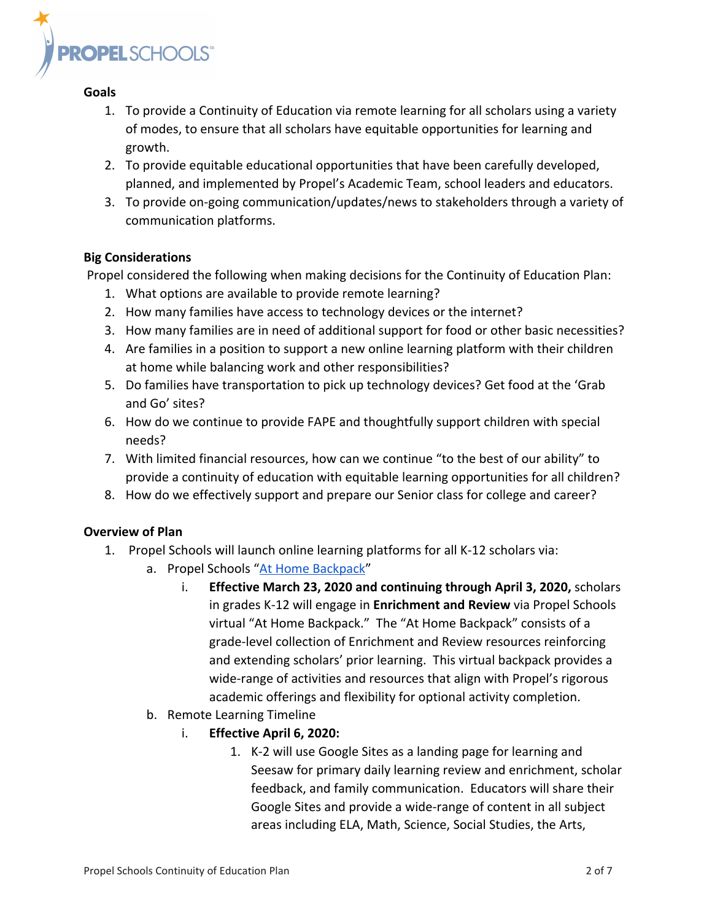**Goals**

1. To provide a Continuity of Education via remote learning for all scholars using a variety of modes, to ensure that all scholars have equitable opportunities for learning and growth.
2. To provide equitable educational opportunities that have been carefully developed, planned, and implemented by Propel's Academic Team, school leaders and educators.
3. To provide on-going communication/updates/news to stakeholders through a variety of communication platforms.

**Big Considerations**

Propel considered the following when making decisions for the Continuity of Education Plan:

1. What options are available to provide remote learning?
2. How many families have access to technology devices or the internet?
3. How many families are in need of additional support for food or other basic necessities?
4. Are families in a position to support a new online learning platform with their children at home while balancing work and other responsibilities?
5. Do families have transportation to pick up technology devices? Get food at the 'Grab and Go' sites?
6. How do we continue to provide FAPE and thoughtfully support children with special needs?
7. With limited financial resources, how can we continue "to the best of our ability" to provide a continuity of education with equitable learning opportunities for all children?
8. How do we effectively support and prepare our Senior class for college and career?

**Overview of Plan**

1. Propel Schools will launch online learning platforms for all K-12 scholars via:
   a. Propel Schools "At Home Backpack"
      i. **Effective March 23, 2020 and continuing through April 3, 2020,** scholars in grades K-12 will engage in **Enrichment and Review** via Propel Schools virtual "At Home Backpack." The "At Home Backpack" consists of a grade-level collection of Enrichment and Review resources reinforcing and extending scholars' prior learning. This virtual backpack provides a wide-range of activities and resources that align with Propel's rigorous academic offerings and flexibility for optional activity completion.
   b. Remote Learning Timeline
      i. **Effective April 6, 2020:**
         1. K-2 will use Google Sites as a landing page for learning and Seesaw for primary daily learning review and enrichment, scholar feedback, and family communication. Educators will share their Google Sites and provide a wide-range of content in all subject areas including ELA, Math, Science, Social Studies, the Arts,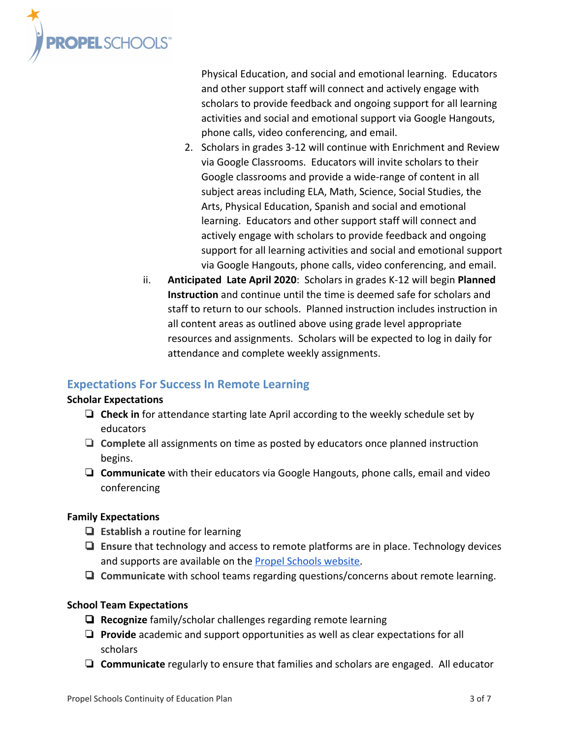Physical Education, and social and emotional learning. Educators and other support staff will connect and actively engage with scholars to provide feedback and ongoing support for all learning activities and social and emotional support via Google Hangouts, phone calls, video conferencing, and email.

2. Scholars in grades 3-12 will continue with Enrichment and Review via Google Classrooms. Educators will invite scholars to their Google classrooms and provide a wide-range of content in all subject areas including ELA, Math, Science, Social Studies, the Arts, Physical Education, Spanish and social and emotional learning. Educators and other support staff will connect and actively engage with scholars to provide feedback and ongoing support for all learning activities and social and emotional support via Google Hangouts, phone calls, video conferencing, and email.

ii. **Anticipated Late April 2020**: Scholars in grades K-12 will begin **Planned Instruction** and continue until the time is deemed safe for scholars and staff to return to our schools. Planned instruction includes instruction in all content areas as outlined above using grade level appropriate resources and assignments. Scholars will be expected to log in daily for attendance and complete weekly assignments.

## Expectations For Success In Remote Learning

**Scholar Expectations**

- ❏ **Check in** for attendance starting late April according to the weekly schedule set by educators
- ❏ **Complete** all assignments on time as posted by educators once planned instruction begins.
- ❏ **Communicate** with their educators via Google Hangouts, phone calls, email and video conferencing

**Family Expectations**

- ❏ **Establish** a routine for learning
- ❏ **Ensure** that technology and access to remote platforms are in place. Technology devices and supports are available on the [Propel Schools website](Propel Schools website).
- ❏ **Communicate** with school teams regarding questions/concerns about remote learning.

**School Team Expectations**

- ❏ **Recognize** family/scholar challenges regarding remote learning
- ❏ **Provide** academic and support opportunities as well as clear expectations for all scholars
- ❏ **Communicate** regularly to ensure that families and scholars are engaged. All educator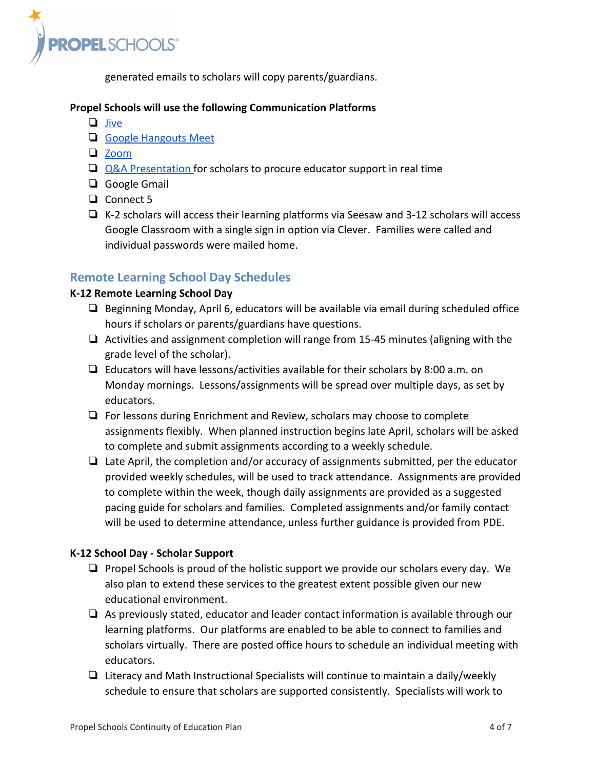generated emails to scholars will copy parents/guardians.

**Propel Schools will use the following Communication Platforms**

- [ ] Jive
- [ ] Google Hangouts Meet
- [ ] Zoom
- [ ] Q&A Presentation for scholars to procure educator support in real time
- [ ] Google Gmail
- [ ] Connect 5
- [ ] K-2 scholars will access their learning platforms via Seesaw and 3-12 scholars will access Google Classroom with a single sign in option via Clever. Families were called and individual passwords were mailed home.

## Remote Learning School Day Schedules

**K-12 Remote Learning School Day**

- [ ] Beginning Monday, April 6, educators will be available via email during scheduled office hours if scholars or parents/guardians have questions.
- [ ] Activities and assignment completion will range from 15-45 minutes (aligning with the grade level of the scholar).
- [ ] Educators will have lessons/activities available for their scholars by 8:00 a.m. on Monday mornings. Lessons/assignments will be spread over multiple days, as set by educators.
- [ ] For lessons during Enrichment and Review, scholars may choose to complete assignments flexibly. When planned instruction begins late April, scholars will be asked to complete and submit assignments according to a weekly schedule.
- [ ] Late April, the completion and/or accuracy of assignments submitted, per the educator provided weekly schedules, will be used to track attendance. Assignments are provided to complete within the week, though daily assignments are provided as a suggested pacing guide for scholars and families. Completed assignments and/or family contact will be used to determine attendance, unless further guidance is provided from PDE.

**K-12 School Day - Scholar Support**

- [ ] Propel Schools is proud of the holistic support we provide our scholars every day. We also plan to extend these services to the greatest extent possible given our new educational environment.
- [ ] As previously stated, educator and leader contact information is available through our learning platforms. Our platforms are enabled to be able to connect to families and scholars virtually. There are posted office hours to schedule an individual meeting with educators.
- [ ] Literacy and Math Instructional Specialists will continue to maintain a daily/weekly schedule to ensure that scholars are supported consistently. Specialists will work to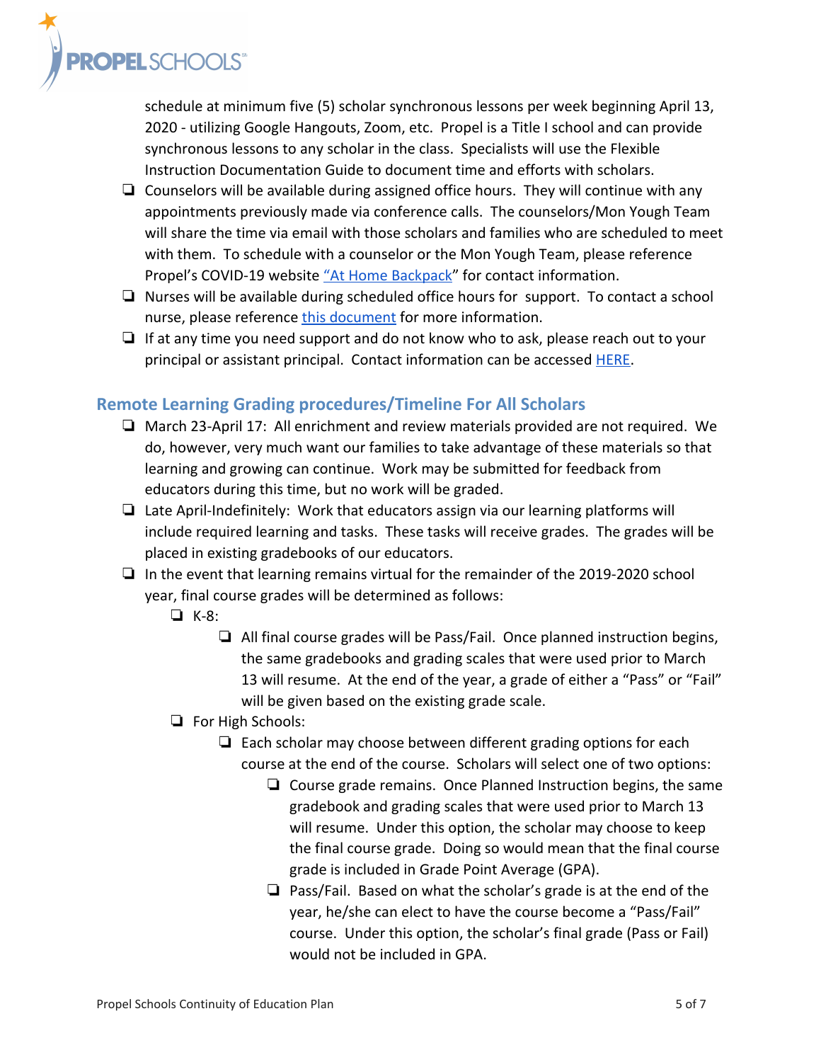schedule at minimum five (5) scholar synchronous lessons per week beginning April 13, 2020 - utilizing Google Hangouts, Zoom, etc. Propel is a Title I school and can provide synchronous lessons to any scholar in the class. Specialists will use the Flexible Instruction Documentation Guide to document time and efforts with scholars.

- Counselors will be available during assigned office hours. They will continue with any appointments previously made via conference calls. The counselors/Mon Yough Team will share the time via email with those scholars and families who are scheduled to meet with them. To schedule with a counselor or the Mon Yough Team, please reference Propel's COVID-19 website "At Home Backpack" for contact information.
- Nurses will be available during scheduled office hours for support. To contact a school nurse, please reference this document for more information.
- If at any time you need support and do not know who to ask, please reach out to your principal or assistant principal. Contact information can be accessed HERE.

## Remote Learning Grading procedures/Timeline For All Scholars

- March 23-April 17: All enrichment and review materials provided are not required. We do, however, very much want our families to take advantage of these materials so that learning and growing can continue. Work may be submitted for feedback from educators during this time, but no work will be graded.
- Late April-Indefinitely: Work that educators assign via our learning platforms will include required learning and tasks. These tasks will receive grades. The grades will be placed in existing gradebooks of our educators.
- In the event that learning remains virtual for the remainder of the 2019-2020 school year, final course grades will be determined as follows:
  - K-8:
    - All final course grades will be Pass/Fail. Once planned instruction begins, the same gradebooks and grading scales that were used prior to March 13 will resume. At the end of the year, a grade of either a "Pass" or "Fail" will be given based on the existing grade scale.
  - For High Schools:
    - Each scholar may choose between different grading options for each course at the end of the course. Scholars will select one of two options:
      - Course grade remains. Once Planned Instruction begins, the same gradebook and grading scales that were used prior to March 13 will resume. Under this option, the scholar may choose to keep the final course grade. Doing so would mean that the final course grade is included in Grade Point Average (GPA).
      - Pass/Fail. Based on what the scholar's grade is at the end of the year, he/she can elect to have the course become a "Pass/Fail" course. Under this option, the scholar's final grade (Pass or Fail) would not be included in GPA.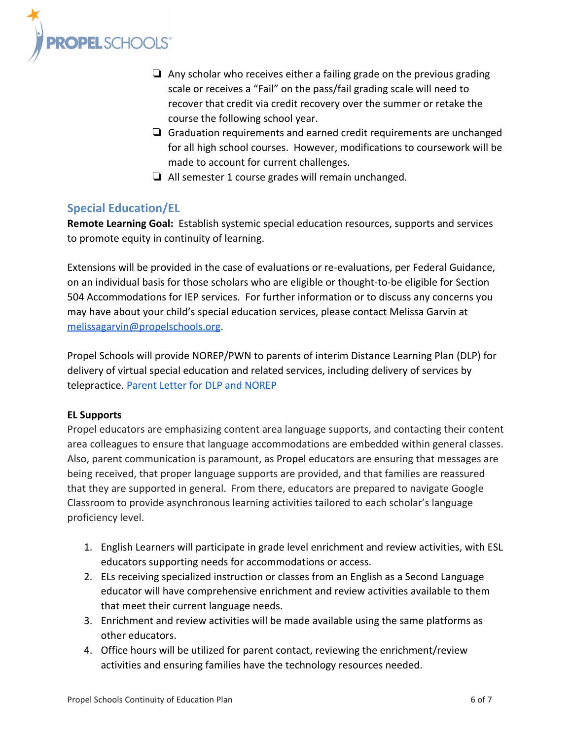- ❏ Any scholar who receives either a failing grade on the previous grading scale or receives a "Fail" on the pass/fail grading scale will need to recover that credit via credit recovery over the summer or retake the course the following school year.
- ❏ Graduation requirements and earned credit requirements are unchanged for all high school courses. However, modifications to coursework will be made to account for current challenges.
- ❏ All semester 1 course grades will remain unchanged.

## Special Education/EL

**Remote Learning Goal:** Establish systemic special education resources, supports and services to promote equity in continuity of learning.

Extensions will be provided in the case of evaluations or re-evaluations, per Federal Guidance, on an individual basis for those scholars who are eligible or thought-to-be eligible for Section 504 Accommodations for IEP services. For further information or to discuss any concerns you may have about your child's special education services, please contact Melissa Garvin at [melissagarvin@propelschools.org](mailto:melissagarvin@propelschools.org).

Propel Schools will provide NOREP/PWN to parents of interim Distance Learning Plan (DLP) for delivery of virtual special education and related services, including delivery of services by telepractice. [Parent Letter for DLP and NOREP]()

**EL Supports**

Propel educators are emphasizing content area language supports, and contacting their content area colleagues to ensure that language accommodations are embedded within general classes. Also, parent communication is paramount, as Propel educators are ensuring that messages are being received, that proper language supports are provided, and that families are reassured that they are supported in general. From there, educators are prepared to navigate Google Classroom to provide asynchronous learning activities tailored to each scholar's language proficiency level.

1. English Learners will participate in grade level enrichment and review activities, with ESL educators supporting needs for accommodations or access.
2. ELs receiving specialized instruction or classes from an English as a Second Language educator will have comprehensive enrichment and review activities available to them that meet their current language needs.
3. Enrichment and review activities will be made available using the same platforms as other educators.
4. Office hours will be utilized for parent contact, reviewing the enrichment/review activities and ensuring families have the technology resources needed.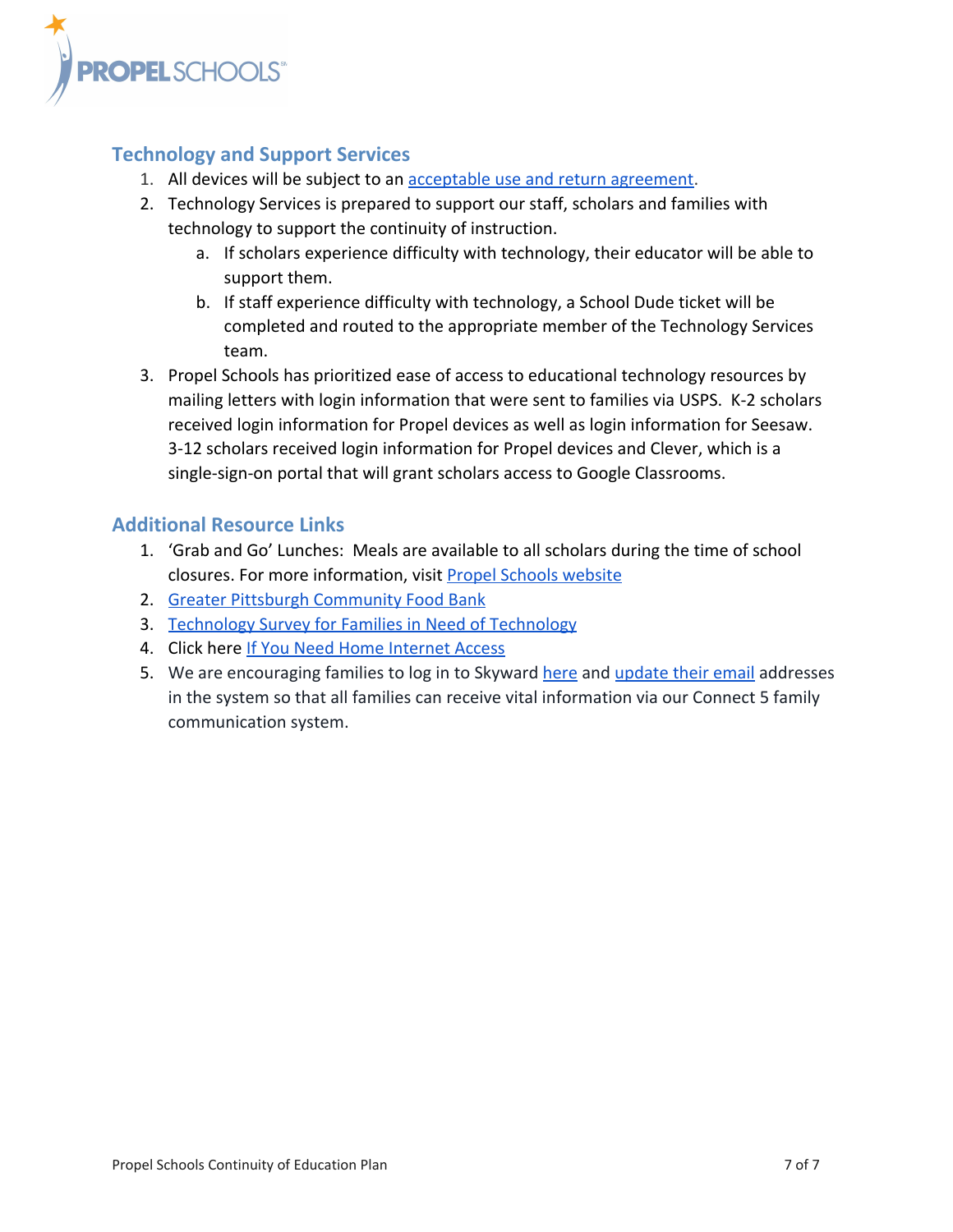## Technology and Support Services

1. All devices will be subject to an acceptable use and return agreement.
2. Technology Services is prepared to support our staff, scholars and families with technology to support the continuity of instruction.
   a. If scholars experience difficulty with technology, their educator will be able to support them.
   b. If staff experience difficulty with technology, a School Dude ticket will be completed and routed to the appropriate member of the Technology Services team.
3. Propel Schools has prioritized ease of access to educational technology resources by mailing letters with login information that were sent to families via USPS. K-2 scholars received login information for Propel devices as well as login information for Seesaw. 3-12 scholars received login information for Propel devices and Clever, which is a single-sign-on portal that will grant scholars access to Google Classrooms.

## Additional Resource Links

1. 'Grab and Go' Lunches: Meals are available to all scholars during the time of school closures. For more information, visit Propel Schools website
2. Greater Pittsburgh Community Food Bank
3. Technology Survey for Families in Need of Technology
4. Click here If You Need Home Internet Access
5. We are encouraging families to log in to Skyward here and update their email addresses in the system so that all families can receive vital information via our Connect 5 family communication system.